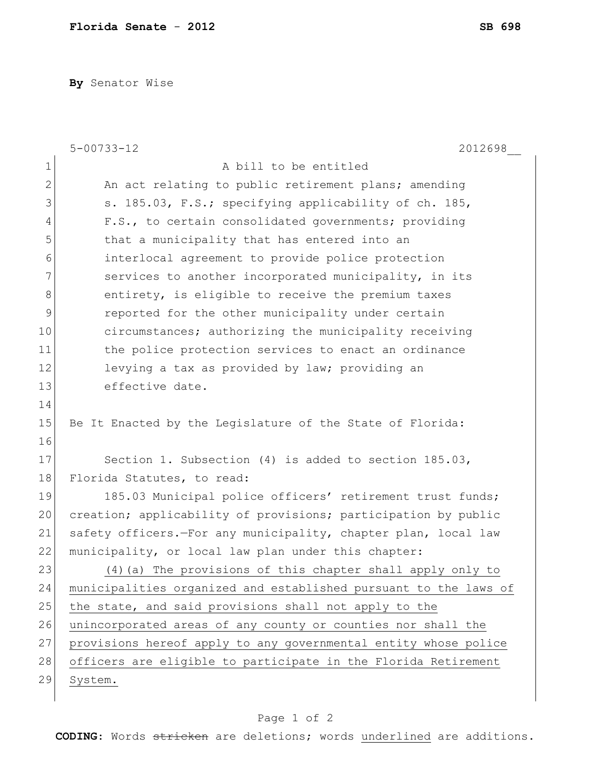**Florida Senate - 2012** **SB 698**

**By** Senator Wise

5-00733-12 2012698__

A bill to be entitled

An act relating to public retirement plans; amending s. 185.03, F.S.; specifying applicability of ch. 185, F.S., to certain consolidated governments; providing that a municipality that has entered into an interlocal agreement to provide police protection services to another incorporated municipality, in its entirety, is eligible to receive the premium taxes reported for the other municipality under certain circumstances; authorizing the municipality receiving the police protection services to enact an ordinance levying a tax as provided by law; providing an effective date.

Be It Enacted by the Legislature of the State of Florida:

Section 1. Subsection (4) is added to section 185.03, Florida Statutes, to read:

185.03 Municipal police officers' retirement trust funds; creation; applicability of provisions; participation by public safety officers.—For any municipality, chapter plan, local law municipality, or local law plan under this chapter:

<u>(4)(a) The provisions of this chapter shall apply only to municipalities organized and established pursuant to the laws of the state, and said provisions shall not apply to the unincorporated areas of any county or counties nor shall the provisions hereof apply to any governmental entity whose police officers are eligible to participate in the Florida Retirement System.</u>

**CODING:** Words ~~stricken~~ are deletions; words <u>underlined</u> are additions.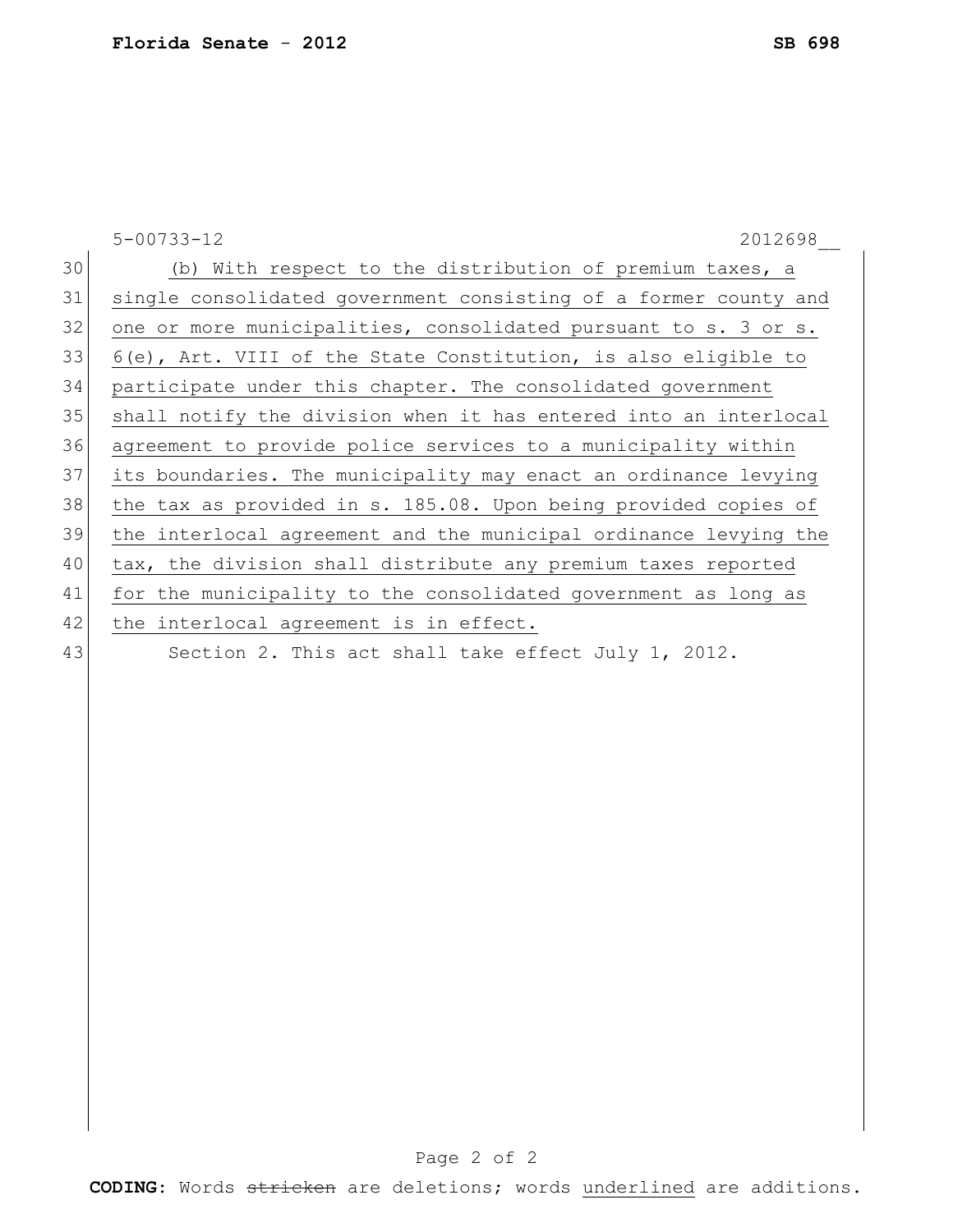5-00733-12 2012698__

30 (b) With respect to the distribution of premium taxes, a
31 single consolidated government consisting of a former county and
32 one or more municipalities, consolidated pursuant to s. 3 or s.
33 6(e), Art. VIII of the State Constitution, is also eligible to
34 participate under this chapter. The consolidated government
35 shall notify the division when it has entered into an interlocal
36 agreement to provide police services to a municipality within
37 its boundaries. The municipality may enact an ordinance levying
38 the tax as provided in s. 185.08. Upon being provided copies of
39 the interlocal agreement and the municipal ordinance levying the
40 tax, the division shall distribute any premium taxes reported
41 for the municipality to the consolidated government as long as
42 the interlocal agreement is in effect.

43 Section 2. This act shall take effect July 1, 2012.

**CODING:** Words ~~stricken~~ are deletions; words underlined are additions.